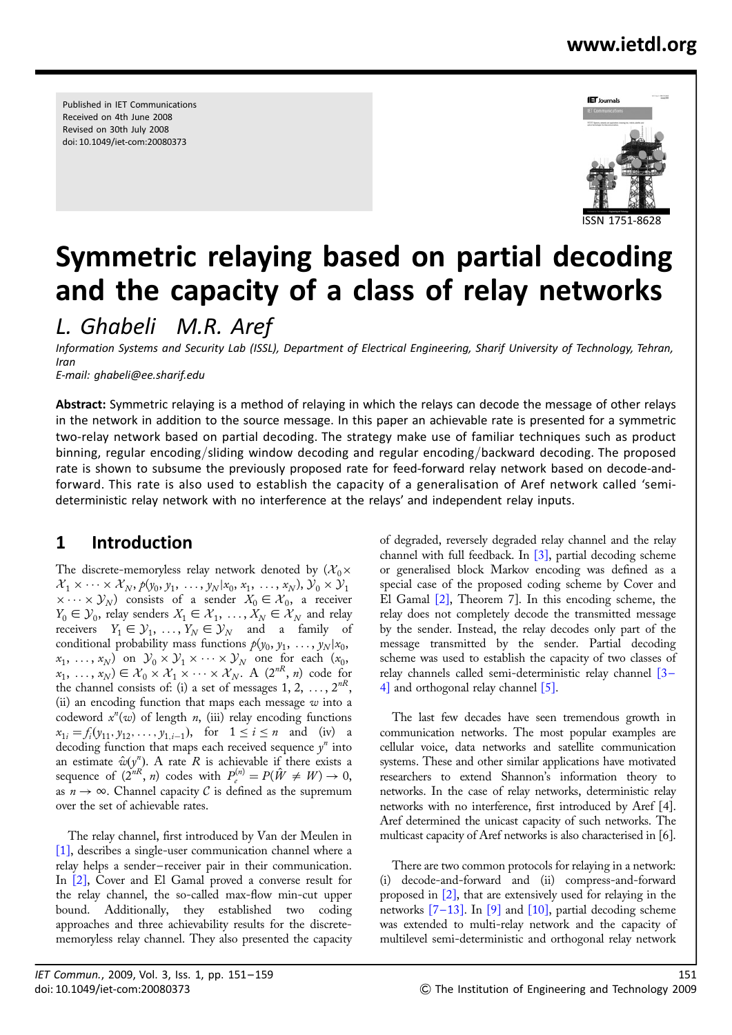Published in IET Communications
Received on 4th June 2008
Revised on 30th July 2008
doi: 10.1049/iet-com:20080373

ISSN 1751-8628

# Symmetric relaying based on partial decoding and the capacity of a class of relay networks

*L. Ghabeli M.R. Aref*

*Information Systems and Security Lab (ISSL), Department of Electrical Engineering, Sharif University of Technology, Tehran, Iran*
*E-mail: ghabeli@ee.sharif.edu*

**Abstract:** Symmetric relaying is a method of relaying in which the relays can decode the message of other relays in the network in addition to the source message. In this paper an achievable rate is presented for a symmetric two-relay network based on partial decoding. The strategy make use of familiar techniques such as product binning, regular encoding/sliding window decoding and regular encoding/backward decoding. The proposed rate is shown to subsume the previously proposed rate for feed-forward relay network based on decode-and-forward. This rate is also used to establish the capacity of a generalisation of Aref network called 'semi-deterministic relay network with no interference at the relays' and independent relay inputs.

## 1 Introduction

The discrete-memoryless relay network denoted by $(\mathcal{X}_0 \times \mathcal{X}_1 \times \cdots \times \mathcal{X}_N, p(y_0, y_1, \ldots, y_N|x_0, x_1, \ldots, x_N), \mathcal{Y}_0 \times \mathcal{Y}_1 \times \cdots \times \mathcal{Y}_N)$ consists of a sender $X_0 \in \mathcal{X}_0$, a receiver $Y_0 \in \mathcal{Y}_0$, relay senders $X_1 \in \mathcal{X}_1, \ldots, X_N \in \mathcal{X}_N$ and relay receivers $Y_1 \in \mathcal{Y}_1, \ldots, Y_N \in \mathcal{Y}_N$ and a family of conditional probability mass functions $p(y_0, y_1, \ldots, y_N|x_0, x_1, \ldots, x_N)$ on $\mathcal{Y}_0 \times \mathcal{Y}_1 \times \cdots \times \mathcal{Y}_N$ one for each $(x_0, x_1, \ldots, x_N) \in \mathcal{X}_0 \times \mathcal{X}_1 \times \cdots \times \mathcal{X}_N$. A $(2^{nR}, n)$ code for the channel consists of: (i) a set of messages $1, 2, \ldots, 2^{nR}$, (ii) an encoding function that maps each message $w$ into a codeword $x^n(w)$ of length $n$, (iii) relay encoding functions $x_{1i} = f_i(y_{11}, y_{12}, \ldots, y_{1,i-1})$, for $1 \le i \le n$ and (iv) a decoding function that maps each received sequence $y^n$ into an estimate $\hat{w}(y^n)$. A rate $R$ is achievable if there exists a sequence of $(2^{nR}, n)$ codes with $P_e^{(n)} = P(\hat{W} \neq W) \to 0$, as $n \to \infty$. Channel capacity $\mathcal{C}$ is defined as the supremum over the set of achievable rates.

The relay channel, first introduced by Van der Meulen in [1], describes a single-user communication channel where a relay helps a sender–receiver pair in their communication. In [2], Cover and El Gamal proved a converse result for the relay channel, the so-called max-flow min-cut upper bound. Additionally, they established two coding approaches and three achievability results for the discrete-memoryless relay channel. They also presented the capacity of degraded, reversely degraded relay channel and the relay channel with full feedback. In [3], partial decoding scheme or generalised block Markov encoding was defined as a special case of the proposed coding scheme by Cover and El Gamal [2], Theorem 7]. In this encoding scheme, the relay does not completely decode the transmitted message by the sender. Instead, the relay decodes only part of the message transmitted by the sender. Partial decoding scheme was used to establish the capacity of two classes of relay channels called semi-deterministic relay channel [3–4] and orthogonal relay channel [5].

The last few decades have seen tremendous growth in communication networks. The most popular examples are cellular voice, data networks and satellite communication systems. These and other similar applications have motivated researchers to extend Shannon's information theory to networks. In the case of relay networks, deterministic relay networks with no interference, first introduced by Aref [4]. Aref determined the unicast capacity of such networks. The multicast capacity of Aref networks is also characterised in [6].

There are two common protocols for relaying in a network: (i) decode-and-forward and (ii) compress-and-forward proposed in [2], that are extensively used for relaying in the networks [7–13]. In [9] and [10], partial decoding scheme was extended to multi-relay network and the capacity of multilevel semi-deterministic and orthogonal relay network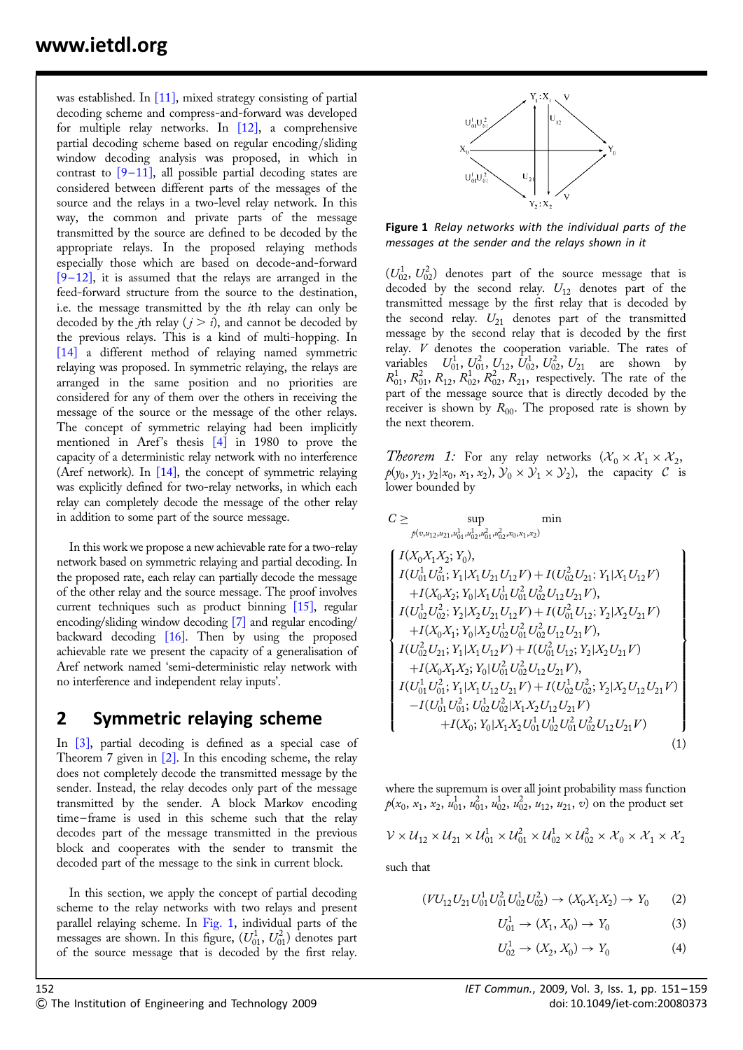was established. In [11], mixed strategy consisting of partial decoding scheme and compress-and-forward was developed for multiple relay networks. In [12], a comprehensive partial decoding scheme based on regular encoding/sliding window decoding analysis was proposed, in which in contrast to [9–11], all possible partial decoding states are considered between different parts of the messages of the source and the relays in a two-level relay network. In this way, the common and private parts of the message transmitted by the source are defined to be decoded by the appropriate relays. In the proposed relaying methods especially those which are based on decode-and-forward [9–12], it is assumed that the relays are arranged in the feed-forward structure from the source to the destination, i.e. the message transmitted by the $i$th relay can only be decoded by the $j$th relay ($j > i$), and cannot be decoded by the previous relays. This is a kind of multi-hopping. In [14] a different method of relaying named symmetric relaying was proposed. In symmetric relaying, the relays are arranged in the same position and no priorities are considered for any of them over the others in receiving the message of the source or the message of the other relays. The concept of symmetric relaying had been implicitly mentioned in Aref's thesis [4] in 1980 to prove the capacity of a deterministic relay network with no interference (Aref network). In [14], the concept of symmetric relaying was explicitly defined for two-relay networks, in which each relay can completely decode the message of the other relay in addition to some part of the source message.

In this work we propose a new achievable rate for a two-relay network based on symmetric relaying and partial decoding. In the proposed rate, each relay can partially decode the message of the other relay and the source message. The proof involves current techniques such as product binning [15], regular encoding/sliding window decoding [7] and regular encoding/backward decoding [16]. Then by using the proposed achievable rate we present the capacity of a generalisation of Aref network named 'semi-deterministic relay network with no interference and independent relay inputs'.

## 2 Symmetric relaying scheme

In [3], partial decoding is defined as a special case of Theorem 7 given in [2]. In this encoding scheme, the relay does not completely decode the transmitted message by the sender. Instead, the relay decodes only part of the message transmitted by the sender. A block Markov encoding time–frame is used in this scheme such that the relay decodes part of the message transmitted in the previous block and cooperates with the sender to transmit the decoded part of the message to the sink in current block.

In this section, we apply the concept of partial decoding scheme to the relay networks with two relays and present parallel relaying scheme. In Fig. 1, individual parts of the messages are shown. In this figure, $(U_{01}^1, U_{01}^2)$ denotes part of the source message that is decoded by the first relay.

**Figure 1** *Relay networks with the individual parts of the messages at the sender and the relays shown in it*

$(U_{02}^1, U_{02}^2)$ denotes part of the source message that is decoded by the second relay. $U_{12}$ denotes part of the transmitted message by the first relay that is decoded by the second relay. $U_{21}$ denotes part of the transmitted message by the second relay that is decoded by the first relay. $V$ denotes the cooperation variable. The rates of variables $U_{01}^1, U_{01}^2, U_{12}, U_{02}^1, U_{02}^2, U_{21}$ are shown by $R_{01}^1, R_{01}^2, R_{12}, R_{02}^1, R_{02}^2, R_{21}$, respectively. The rate of the part of the message source that is directly decoded by the receiver is shown by $R_{00}$. The proposed rate is shown by the next theorem.

*Theorem 1:* For any relay networks $(\mathcal{X}_0 \times \mathcal{X}_1 \times \mathcal{X}_2, p(y_0, y_1, y_2|x_0, x_1, x_2), \mathcal{Y}_0 \times \mathcal{Y}_1 \times \mathcal{Y}_2)$, the capacity $\mathcal{C}$ is lower bounded by

$$
C \geq \sup_{p(v,u_{12},u_{21},u_{01}^1,u_{02}^1,u_{01}^2,u_{02}^2,x_0,x_1,x_2)} \min
\left\{
\begin{array}{l}
I(X_0X_1X_2;Y_0),\\
I(U_{01}^1U_{01}^2;Y_1|X_1U_{21}U_{12}V)+I(U_{02}^2U_{21};Y_1|X_1U_{12}V)\\
\quad +I(X_0X_2;Y_0|X_1U_{01}^1U_{01}^2U_{02}^2U_{12}U_{21}V),\\
I(U_{02}^1U_{02}^2;Y_2|X_2U_{21}U_{12}V)+I(U_{01}^2U_{12};Y_2|X_2U_{21}V)\\
\quad +I(X_0X_1;Y_0|X_2U_{02}^1U_{01}^2U_{02}^2U_{12}U_{21}V),\\
I(U_{02}^2U_{21};Y_1|X_1U_{12}V)+I(U_{01}^2U_{12};Y_2|X_2U_{21}V)\\
\quad +I(X_0X_1X_2;Y_0|U_{01}^2U_{02}^2U_{12}U_{21}V),\\
I(U_{01}^1U_{01}^2;Y_1|X_1U_{12}U_{21}V)+I(U_{02}^1U_{02}^2;Y_2|X_2U_{12}U_{21}V)\\
\quad -I(U_{01}^1U_{01}^2;U_{02}^1U_{02}^2|X_1X_2U_{12}U_{21}V)\\
\qquad +I(X_0;Y_0|X_1X_2U_{01}^1U_{02}^1U_{01}^2U_{02}^2U_{12}U_{21}V)
\end{array}
\right\}
\tag{1}
$$

where the supremum is over all joint probability mass function $p(x_0, x_1, x_2, u_{01}^1, u_{01}^2, u_{02}^1, u_{02}^2, u_{12}, u_{21}, v)$ on the product set

$$\mathcal{V} \times \mathcal{U}_{12} \times \mathcal{U}_{21} \times \mathcal{U}_{01}^1 \times \mathcal{U}_{01}^2 \times \mathcal{U}_{02}^1 \times \mathcal{U}_{02}^2 \times \mathcal{X}_0 \times \mathcal{X}_1 \times \mathcal{X}_2$$

such that

$$(VU_{12}U_{21}U_{01}^1U_{01}^2U_{02}^1U_{02}^2) \rightarrow (X_0X_1X_2) \rightarrow Y_0 \tag{2}$$

$$U_{01}^1 \rightarrow (X_1, X_0) \rightarrow Y_0 \tag{3}$$

$$U_{02}^1 \rightarrow (X_2, X_0) \rightarrow Y_0 \tag{4}$$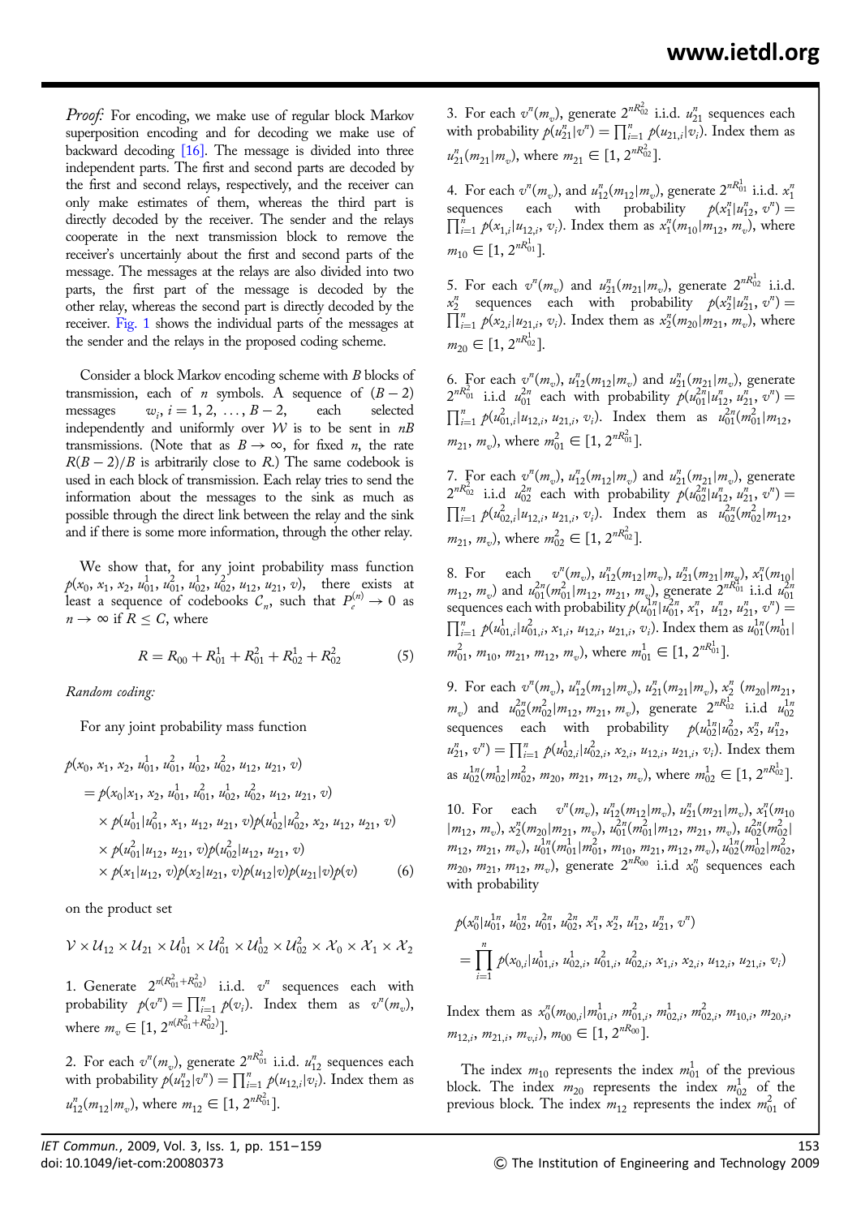*Proof:* For encoding, we make use of regular block Markov superposition encoding and for decoding we make use of backward decoding [16]. The message is divided into three independent parts. The first and second parts are decoded by the first and second relays, respectively, and the receiver can only make estimates of them, whereas the third part is directly decoded by the receiver. The sender and the relays cooperate in the next transmission block to remove the receiver's uncertainly about the first and second parts of the message. The messages at the relays are also divided into two parts, the first part of the message is decoded by the other relay, whereas the second part is directly decoded by the receiver. Fig. 1 shows the individual parts of the messages at the sender and the relays in the proposed coding scheme.

Consider a block Markov encoding scheme with $B$ blocks of transmission, each of $n$ symbols. A sequence of $(B-2)$ messages $w_i$, $i = 1, 2, \ldots, B-2$, each selected independently and uniformly over $\mathcal{W}$ is to be sent in $nB$ transmissions. (Note that as $B \to \infty$, for fixed $n$, the rate $R(B-2)/B$ is arbitrarily close to $R$.) The same codebook is used in each block of transmission. Each relay tries to send the information about the messages to the sink as much as possible through the direct link between the relay and the sink and if there is some more information, through the other relay.

We show that, for any joint probability mass function $p(x_0, x_1, x_2, u_{01}^1, u_{01}^2, u_{02}^1, u_{02}^2, u_{12}, u_{21}, v)$, there exists at least a sequence of codebooks $\mathcal{C}_n$, such that $P_e^{(n)} \to 0$ as $n \to \infty$ if $R \le C$, where

$$R = R_{00} + R_{01}^1 + R_{01}^2 + R_{02}^1 + R_{02}^2 \tag{5}$$

*Random coding:*

For any joint probability mass function

$$\begin{aligned}
&p(x_0, x_1, x_2, u_{01}^1, u_{01}^2, u_{02}^1, u_{02}^2, u_{12}, u_{21}, v) \\
&= p(x_0|x_1, x_2, u_{01}^1, u_{01}^2, u_{02}^1, u_{02}^2, u_{12}, u_{21}, v) \\
&\quad \times p(u_{01}^1|u_{01}^2, x_1, u_{12}, u_{21}, v)p(u_{02}^1|u_{02}^2, x_2, u_{12}, u_{21}, v) \\
&\quad \times p(u_{01}^2|u_{12}, u_{21}, v)p(u_{02}^2|u_{12}, u_{21}, v) \\
&\quad \times p(x_1|u_{12}, v)p(x_2|u_{21}, v)p(u_{12}|v)p(u_{21}|v)p(v)
\end{aligned} \tag{6}$$

on the product set

$$\mathcal{V} \times \mathcal{U}_{12} \times \mathcal{U}_{21} \times \mathcal{U}_{01}^1 \times \mathcal{U}_{01}^2 \times \mathcal{U}_{02}^1 \times \mathcal{U}_{02}^2 \times \mathcal{X}_0 \times \mathcal{X}_1 \times \mathcal{X}_2$$

1. Generate $2^{n(R_{01}^2 + R_{02}^2)}$ i.i.d. $v^n$ sequences each with probability $p(v^n) = \prod_{i=1}^n p(v_i)$. Index them as $v^n(m_v)$, where $m_v \in [1, 2^{n(R_{01}^2 + R_{02}^2)}]$.

2. For each $v^n(m_v)$, generate $2^{nR_{01}^2}$ i.i.d. $u_{12}^n$ sequences each with probability $p(u_{12}^n|v^n) = \prod_{i=1}^n p(u_{12,i}|v_i)$. Index them as $u_{12}^n(m_{12}|m_v)$, where $m_{12} \in [1, 2^{nR_{01}^2}]$.

3. For each $v^n(m_v)$, generate $2^{nR_{02}^2}$ i.i.d. $u_{21}^n$ sequences each with probability $p(u_{21}^n|v^n) = \prod_{i=1}^n p(u_{21,i}|v_i)$. Index them as $u_{21}^n(m_{21}|m_v)$, where $m_{21} \in [1, 2^{nR_{02}^2}]$.

4. For each $v^n(m_v)$, and $u_{12}^n(m_{12}|m_v)$, generate $2^{nR_{01}^1}$ i.i.d. $x_1^n$ sequences each with probability $p(x_1^n|u_{12}^n, v^n) = \prod_{i=1}^n p(x_{1,i}|u_{12,i}, v_i)$. Index them as $x_1^n(m_{10}|m_{12}, m_v)$, where $m_{10} \in [1, 2^{nR_{01}^1}]$.

5. For each $v^n(m_v)$ and $u_{21}^n(m_{21}|m_v)$, generate $2^{nR_{02}^1}$ i.i.d. $x_2^n$ sequences each with probability $p(x_2^n|u_{21}^n, v^n) = \prod_{i=1}^n p(x_{2,i}|u_{21,i}, v_i)$. Index them as $x_2^n(m_{20}|m_{21}, m_v)$, where $m_{20} \in [1, 2^{nR_{02}^1}]$.

6. For each $v^n(m_v)$, $u_{12}^n(m_{12}|m_v)$ and $u_{21}^n(m_{21}|m_v)$, generate $2^{nR_{01}^2}$ i.i.d $u_{01}^{2n}$ each with probability $p(u_{01}^{2n}|u_{12}^n, u_{21}^n, v^n) = \prod_{i=1}^n p(u_{01,i}^2|u_{12,i}, u_{21,i}, v_i)$. Index them as $u_{01}^{2n}(m_{01}^2|m_{12}, m_{21}, m_v)$, where $m_{01}^2 \in [1, 2^{nR_{01}^2}]$.

7. For each $v^n(m_v)$, $u_{12}^n(m_{12}|m_v)$ and $u_{21}^n(m_{21}|m_v)$, generate $2^{nR_{02}^2}$ i.i.d $u_{02}^{2n}$ each with probability $p(u_{02}^{2n}|u_{12}^n, u_{21}^n, v^n) = \prod_{i=1}^n p(u_{02,i}^2|u_{12,i}, u_{21,i}, v_i)$. Index them as $u_{02}^{2n}(m_{02}^2|m_{12}, m_{21}, m_v)$, where $m_{02}^2 \in [1, 2^{nR_{02}^2}]$.

8. For each $v^n(m_v)$, $u_{12}^n(m_{12}|m_v)$, $u_{21}^n(m_{21}|m_v)$, $x_1^n(m_{10}|m_{12}, m_v)$ and $u_{01}^{2n}(m_{01}^2|m_{12}, m_{21}, m_v)$, generate $2^{nR_{01}^1}$ i.i.d $u_{01}^{1n}$ sequences each with probability $p(u_{01}^{1n}|u_{01}^{2n}, x_1^n, u_{12}^n, u_{21}^n, v^n) = \prod_{i=1}^n p(u_{01,i}^1|u_{01,i}^2, x_{1,i}, u_{12,i}, u_{21,i}, v_i)$. Index them as $u_{01}^{1n}(m_{01}^1|m_{01}^2, m_{10}, m_{21}, m_{12}, m_v)$, where $m_{01}^1 \in [1, 2^{nR_{01}^1}]$.

9. For each $v^n(m_v)$, $u_{12}^n(m_{12}|m_v)$, $u_{21}^n(m_{21}|m_v)$, $x_2^n(m_{20}|m_{21}, m_v)$ and $u_{02}^{2n}(m_{02}^2|m_{12}, m_{21}, m_v)$, generate $2^{nR_{02}^1}$ i.i.d $u_{02}^{1n}$ sequences each with probability $p(u_{02}^{1n}|u_{02}^2, x_2^n, u_{12}^n, u_{21}^n, v^n) = \prod_{i=1}^n p(u_{02,i}^1|u_{02,i}^2, x_{2,i}, u_{12,i}, u_{21,i}, v_i)$. Index them as $u_{02}^{1n}(m_{02}^1|m_{02}^2, m_{20}, m_{21}, m_{12}, m_v)$, where $m_{02}^1 \in [1, 2^{nR_{02}^1}]$.

10. For each $v^n(m_v)$, $u_{12}^n(m_{12}|m_v)$, $u_{21}^n(m_{21}|m_v)$, $x_1^n(m_{10}|m_{12}, m_v)$, $x_2^n(m_{20}|m_{21}, m_v)$, $u_{01}^{2n}(m_{01}^2|m_{12}, m_{21}, m_v)$, $u_{02}^{2n}(m_{02}^2|m_{12}, m_{21}, m_v)$, $u_{01}^{1n}(m_{01}^1|m_{01}^2, m_{10}, m_{21}, m_{12}, m_v)$, $u_{02}^{1n}(m_{02}^1|m_{02}^2, m_{20}, m_{21}, m_{12}, m_v)$, generate $2^{nR_{00}}$ i.i.d $x_0^n$ sequences each with probability

$$\begin{aligned}
&p(x_0^n|u_{01}^{1n}, u_{02}^{1n}, u_{01}^{2n}, u_{02}^{2n}, x_1^n, x_2^n, u_{12}^n, u_{21}^n, v^n) \\
&= \prod_{i=1}^n p(x_{0,i}|u_{01,i}^1, u_{02,i}^1, u_{01,i}^2, u_{02,i}^2, x_{1,i}, x_{2,i}, u_{12,i}, u_{21,i}, v_i)
\end{aligned}$$

Index them as $x_0^n(m_{00,i}|m_{01,i}^1, m_{01,i}^2, m_{02,i}^1, m_{02,i}^2, m_{10,i}, m_{20,i}, m_{12,i}, m_{21,i}, m_{v,i})$, $m_{00} \in [1, 2^{nR_{00}}]$.

The index $m_{10}$ represents the index $m_{01}^1$ of the previous block. The index $m_{20}$ represents the index $m_{02}^1$ of the previous block. The index $m_{12}$ represents the index $m_{01}^2$ of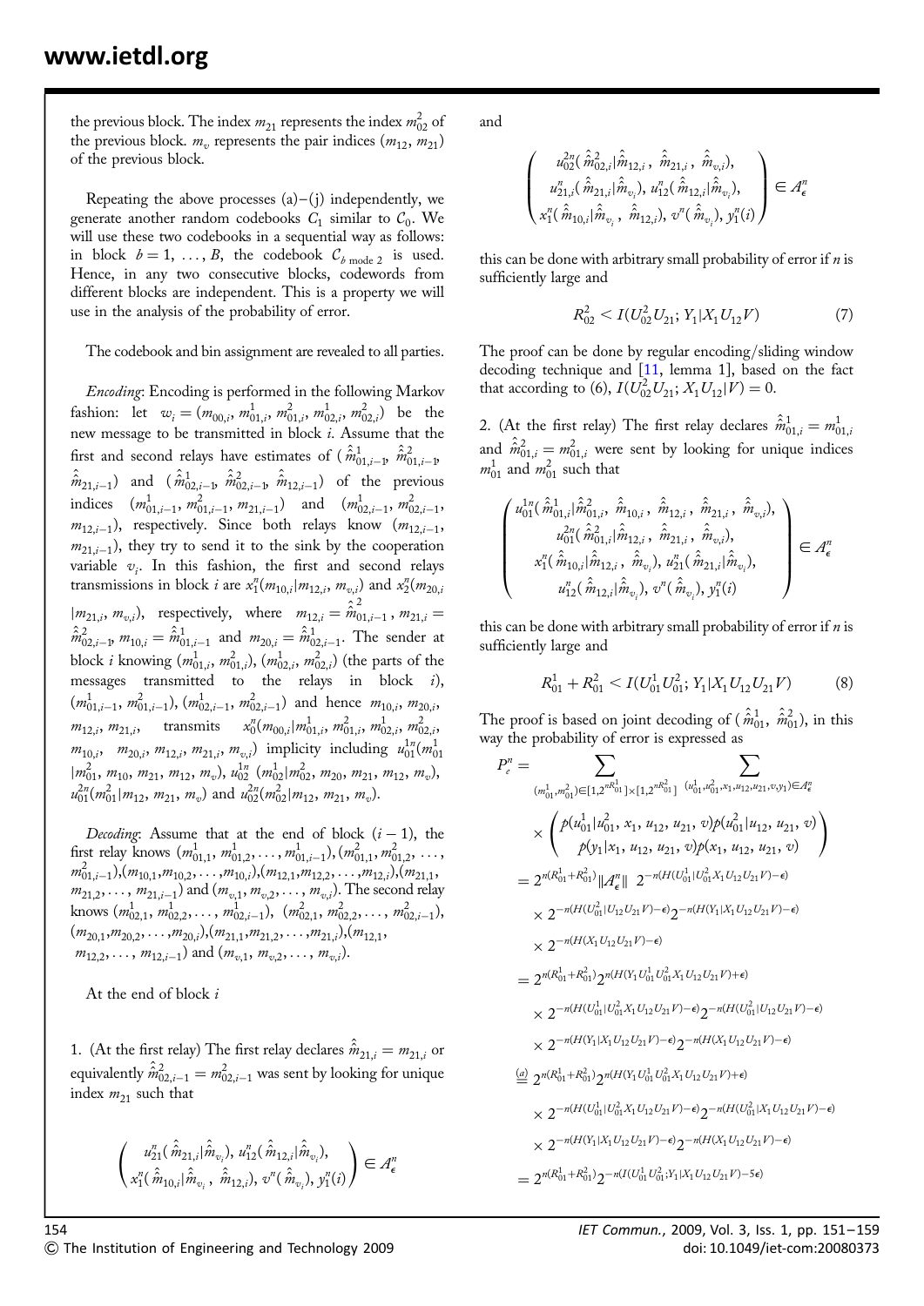the previous block. The index $m_{21}$ represents the index $m_{02}^2$ of the previous block. $m_v$ represents the pair indices $(m_{12}, m_{21})$ of the previous block.

Repeating the above processes (a)–(j) independently, we generate another random codebooks $C_1$ similar to $\mathcal{C}_0$. We will use these two codebooks in a sequential way as follows: in block $b = 1, \ldots, B$, the codebook $\mathcal{C}_{b \bmod 2}$ is used. Hence, in any two consecutive blocks, codewords from different blocks are independent. This is a property we will use in the analysis of the probability of error.

The codebook and bin assignment are revealed to all parties.

*Encoding*: Encoding is performed in the following Markov fashion: let $w_i = (m_{00,i}, m_{01,i}^1, m_{01,i}^2, m_{02,i}^1, m_{02,i}^2)$ be the new message to be transmitted in block $i$. Assume that the first and second relays have estimates of $(\hat{\hat{m}}_{01,i-1}^1, \hat{\hat{m}}_{01,i-1}^2, \hat{\hat{m}}_{21,i-1})$ and $(\hat{\hat{m}}_{02,i-1}^1, \hat{\hat{m}}_{02,i-1}^2, \hat{\hat{m}}_{12,i-1})$ of the previous indices $(m_{01,i-1}^1, m_{01,i-1}^2, m_{21,i-1})$ and $(m_{02,i-1}^1, m_{02,i-1}^2, m_{12,i-1})$, respectively. Since both relays know $(m_{12,i-1}, m_{21,i-1})$, they try to send it to the sink by the cooperation variable $v_i$. In this fashion, the first and second relays transmissions in block $i$ are $x_1^n(m_{10,i}|m_{12,i}, m_{v,i})$ and $x_2^n(m_{20,i}|m_{21,i}, m_{v,i})$, respectively, where $m_{12,i} = \hat{\hat{m}}_{01,i-1}^2$, $m_{21,i} = \hat{\hat{m}}_{02,i-1}^2$, $m_{10,i} = \hat{\hat{m}}_{01,i-1}^1$ and $m_{20,i} = \hat{\hat{m}}_{02,i-1}^1$. The sender at block $i$ knowing $(m_{01,i}^1, m_{01,i}^2)$, $(m_{02,i}^1, m_{02,i}^2)$ (the parts of the messages transmitted to the relays in block $i$), $(m_{01,i-1}^1, m_{01,i-1}^2)$, $(m_{02,i-1}^1, m_{02,i-1}^2)$ and hence $m_{10,i}, m_{20,i}, m_{12,i}, m_{21,i}$, transmits $x_0^n(m_{00,i}|m_{01,i}^1, m_{01,i}^2, m_{02,i}^1, m_{02,i}^2, m_{10,i}, m_{20,i}, m_{12,i}, m_{21,i}, m_{v,i})$ implicity including $u_{01}^{1n}(m_{01}^1|m_{01}^2, m_{10}, m_{21}, m_{12}, m_v)$, $u_{02}^{1n}(m_{02}^1|m_{02}^2, m_{20}, m_{21}, m_{12}, m_v)$, $u_{01}^{2n}(m_{01}^2|m_{12}, m_{21}, m_v)$ and $u_{02}^{2n}(m_{02}^2|m_{12}, m_{21}, m_v)$.

*Decoding*: Assume that at the end of block $(i-1)$, the first relay knows $(m_{01,1}^1, m_{01,2}^1, \ldots, m_{01,i-1}^1)$, $(m_{01,1}^2, m_{01,2}^2, \ldots, m_{01,i-1}^2)$, $(m_{10,1}, m_{10,2}, \ldots, m_{10,i})$, $(m_{12,1}, m_{12,2}, \ldots, m_{12,i})$, $(m_{21,1}, m_{21,2}, \ldots, m_{21,i-1})$ and $(m_{v,1}, m_{v,2}, \ldots, m_{v,i})$. The second relay knows $(m_{02,1}^1, m_{02,2}^1, \ldots, m_{02,i-1}^1)$, $(m_{02,1}^2, m_{02,2}^2, \ldots, m_{02,i-1}^2)$, $(m_{20,1}, m_{20,2}, \ldots, m_{20,i})$, $(m_{21,1}, m_{21,2}, \ldots, m_{21,i})$, $(m_{12,1}, m_{12,2}, \ldots, m_{12,i-1})$ and $(m_{v,1}, m_{v,2}, \ldots, m_{v,i})$.

At the end of block $i$

1. (At the first relay) The first relay declares $\hat{\hat{m}}_{21,i} = m_{21,i}$ or equivalently $\hat{\hat{m}}_{02,i-1}^2 = m_{02,i-1}^2$ was sent by looking for unique index $m_{21}$ such that

$$\begin{pmatrix} u_{21}^n(\hat{\hat{m}}_{21,i}|\hat{\hat{m}}_{v_i}), u_{12}^n(\hat{\hat{m}}_{12,i}|\hat{\hat{m}}_{v_i}), \\ x_1^n(\hat{\hat{m}}_{10,i}|\hat{\hat{m}}_{v_i}, \hat{\hat{m}}_{12,i}), v^n(\hat{\hat{m}}_{v_i}), y_1^n(i) \end{pmatrix} \in A_\epsilon^n$$

and

$$\begin{pmatrix} u_{02}^{2n}(\hat{\hat{m}}_{02,i}^2|\hat{\hat{m}}_{12,i}, \hat{\hat{m}}_{21,i}, \hat{\hat{m}}_{v,i}), \\ u_{21,i}^n(\hat{\hat{m}}_{21,i}|\hat{\hat{m}}_{v_i}), u_{12}^n(\hat{\hat{m}}_{12,i}|\hat{\hat{m}}_{v_i}), \\ x_1^n(\hat{\hat{m}}_{10,i}|\hat{\hat{m}}_{v_i}, \hat{\hat{m}}_{12,i}), v^n(\hat{\hat{m}}_{v_i}), y_1^n(i) \end{pmatrix} \in A_\epsilon^n$$

this can be done with arbitrary small probability of error if $n$ is sufficiently large and

$$R_{02}^2 < I(U_{02}^2 U_{21}; Y_1 | X_1 U_{12} V) \tag{7}$$

The proof can be done by regular encoding/sliding window decoding technique and [11, lemma 1], based on the fact that according to (6), $I(U_{02}^2 U_{21}; X_1 U_{12}|V) = 0$.

2. (At the first relay) The first relay declares $\hat{\hat{m}}_{01,i}^1 = m_{01,i}^1$ and $\hat{\hat{m}}_{02,i}^2 = m_{01,i}^2$ were sent by looking for unique indices $m_{01}^1$ and $m_{01}^2$ such that

$$\begin{pmatrix} u_{01}^{1n}(\hat{\hat{m}}_{01,i}^1|\hat{\hat{m}}_{01,i}^2, \hat{\hat{m}}_{10,i}, \hat{\hat{m}}_{12,i}, \hat{\hat{m}}_{21,i}, \hat{\hat{m}}_{v,i}), \\ u_{01}^{2n}(\hat{\hat{m}}_{01,i}^2|\hat{\hat{m}}_{12,i}, \hat{\hat{m}}_{21,i}, \hat{\hat{m}}_{v,i}), \\ x_1^n(\hat{\hat{m}}_{10,i}|\hat{\hat{m}}_{12,i}, \hat{\hat{m}}_{v_i}), u_{21}^n(\hat{\hat{m}}_{21,i}|\hat{\hat{m}}_{v_i}), \\ u_{12}^n(\hat{\hat{m}}_{12,i}|\hat{\hat{m}}_{v_i}), v^n(\hat{\hat{m}}_{v_i}), y_1^n(i) \end{pmatrix} \in A_\epsilon^n$$

this can be done with arbitrary small probability of error if $n$ is sufficiently large and

$$R_{01}^1 + R_{01}^2 < I(U_{01}^1 U_{01}^2; Y_1 | X_1 U_{12} U_{21} V) \tag{8}$$

The proof is based on joint decoding of $(\hat{\hat{m}}_{01}^1, \hat{\hat{m}}_{01}^2)$, in this way the probability of error is expressed as

$$\begin{aligned}
P_e^n &= \sum_{(m_{01}^1, m_{01}^2) \in [1, 2^{nR_{01}^1}] \times [1, 2^{nR_{01}^2}]} \; \sum_{(u_{01}^1, u_{01}^2, x_1, u_{12}, u_{21}, v, y_1) \in A_\epsilon^n} \\
&\quad \times \begin{pmatrix} p(u_{01}^1|u_{01}^2, x_1, u_{12}, u_{21}, v) p(u_{01}^2|u_{12}, u_{21}, v) \\ p(y_1|x_1, u_{12}, u_{21}, v) p(x_1, u_{12}, u_{21}, v) \end{pmatrix} \\
&= 2^{n(R_{01}^1 + R_{01}^2)} \|A_\epsilon^n\| \; 2^{-n(H(U_{01}^1|U_{01}^2 X_1 U_{12} U_{21} V) - \epsilon)} \\
&\quad \times 2^{-n(H(U_{01}^2|U_{12} U_{21} V) - \epsilon)} 2^{-n(H(Y_1|X_1 U_{12} U_{21} V) - \epsilon)} \\
&\quad \times 2^{-n(H(X_1 U_{12} U_{21} V) - \epsilon)} \\
&= 2^{n(R_{01}^1 + R_{01}^2)} 2^{n(H(Y_1 U_{01}^1 U_{01}^2 X_1 U_{12} U_{21} V) + \epsilon)} \\
&\quad \times 2^{-n(H(U_{01}^1|U_{01}^2 X_1 U_{12} U_{21} V) - \epsilon)} 2^{-n(H(U_{01}^2|U_{12} U_{21} V) - \epsilon)} \\
&\quad \times 2^{-n(H(Y_1|X_1 U_{12} U_{21} V) - \epsilon)} 2^{-n(H(X_1 U_{12} U_{21} V) - \epsilon)} \\
&\overset{(a)}{=} 2^{n(R_{01}^1 + R_{01}^2)} 2^{n(H(Y_1 U_{01}^1 U_{01}^2 X_1 U_{12} U_{21} V) + \epsilon)} \\
&\quad \times 2^{-n(H(U_{01}^1|U_{01}^2 X_1 U_{12} U_{21} V) - \epsilon)} 2^{-n(H(U_{01}^2|X_1 U_{12} U_{21} V) - \epsilon)} \\
&\quad \times 2^{-n(H(Y_1|X_1 U_{12} U_{21} V) - \epsilon)} 2^{-n(H(X_1 U_{12} U_{21} V) - \epsilon)} \\
&= 2^{n(R_{01}^1 + R_{01}^2)} 2^{-n(I(U_{01}^1 U_{01}^2; Y_1|X_1 U_{12} U_{21} V) - 5\epsilon)}
\end{aligned}$$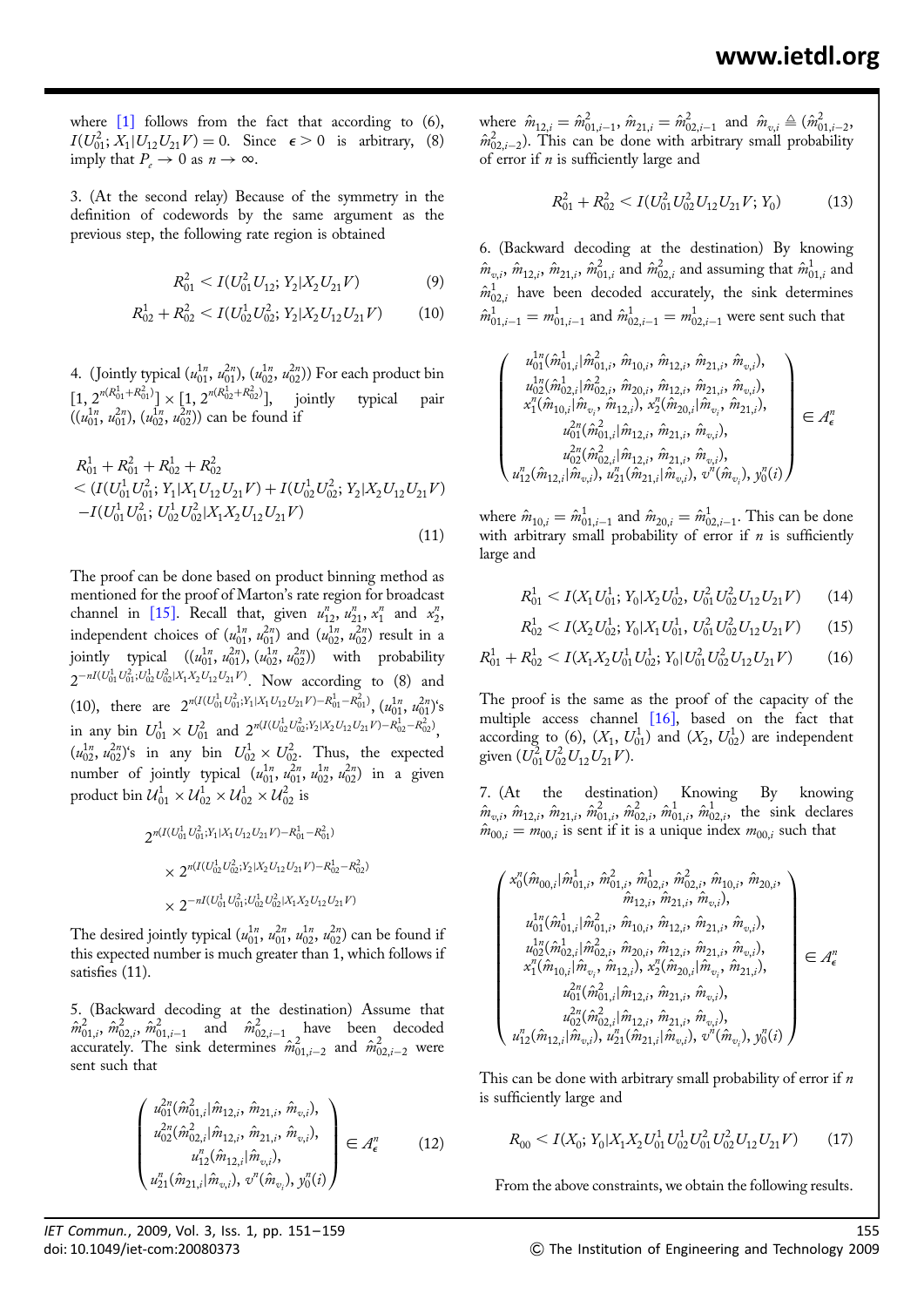where [1] follows from the fact that according to (6), $I(U_{01}^2; X_1|U_{12}U_{21}V) = 0$. Since $\epsilon > 0$ is arbitrary, (8) imply that $P_e \to 0$ as $n \to \infty$.

3. (At the second relay) Because of the symmetry in the definition of codewords by the same argument as the previous step, the following rate region is obtained

$$R_{01}^2 < I(U_{01}^2 U_{12}; Y_2|X_2 U_{21} V) \tag{9}$$

$$R_{02}^1 + R_{02}^2 < I(U_{02}^1 U_{02}^2; Y_2|X_2 U_{12} U_{21} V) \tag{10}$$

4. (Jointly typical $(u_{01}^{1n}, u_{01}^{2n}), (u_{02}^{1n}, u_{02}^{2n})$) For each product bin $[1, 2^{n(R_{01}^1+R_{01}^2)}] \times [1, 2^{n(R_{02}^1+R_{02}^2)}]$, jointly typical pair $((u_{01}^{1n}, u_{01}^{2n}), (u_{02}^{1n}, u_{02}^{2n}))$ can be found if

$$\begin{aligned} &R_{01}^1 + R_{01}^2 + R_{02}^1 + R_{02}^2 \\ &< (I(U_{01}^1 U_{01}^2; Y_1|X_1 U_{12} U_{21} V) + I(U_{02}^1 U_{02}^2; Y_2|X_2 U_{12} U_{21} V) \\ &- I(U_{01}^1 U_{01}^2; U_{02}^1 U_{02}^2|X_1 X_2 U_{12} U_{21} V) \end{aligned} \tag{11}$$

The proof can be done based on product binning method as mentioned for the proof of Marton's rate region for broadcast channel in [15]. Recall that, given $u_{12}^n$, $u_{21}^n$, $x_1^n$ and $x_2^n$, independent choices of $(u_{01}^{1n}, u_{01}^{2n})$ and $(u_{02}^{1n}, u_{02}^{2n})$ result in a jointly typical $((u_{01}^{1n}, u_{01}^{2n}), (u_{02}^{1n}, u_{02}^{2n}))$ with probability $2^{-nI(U_{01}^1 U_{01}^2; U_{02}^1 U_{02}^2|X_1 X_2 U_{12} U_{21} V)}$. Now according to (8) and (10), there are $2^{n(I(U_{01}^1 U_{01}^2; Y_1|X_1 U_{12} U_{21} V) - R_{01}^1 - R_{01}^2)}$, $(u_{01}^{1n}, u_{01}^{2n})$'s in any bin $U_{01}^1 \times U_{01}^2$ and $2^{n(I(U_{02}^1 U_{02}^2; Y_2|X_2 U_{12} U_{21} V) - R_{02}^1 - R_{02}^2)}$, $(u_{02}^{1n}, u_{02}^{2n})$'s in any bin $U_{02}^1 \times U_{02}^2$. Thus, the expected number of jointly typical $(u_{01}^{1n}, u_{01}^{2n}, u_{02}^{1n}, u_{02}^{2n})$ in a given product bin $\mathcal{U}_{01}^1 \times \mathcal{U}_{02}^1 \times \mathcal{U}_{02}^1 \times \mathcal{U}_{02}^2$ is

$$\begin{aligned} &2^{n(I(U_{01}^1 U_{01}^2; Y_1|X_1 U_{12} U_{21} V) - R_{01}^1 - R_{01}^2)} \\ &\times 2^{n(I(U_{02}^1 U_{02}^2; Y_2|X_2 U_{12} U_{21} V) - R_{02}^1 - R_{02}^2)} \\ &\times 2^{-nI(U_{01}^1 U_{01}^2; U_{02}^1 U_{02}^2|X_1 X_2 U_{12} U_{21} V)} \end{aligned}$$

The desired jointly typical $(u_{01}^{1n}, u_{01}^{2n}, u_{02}^{1n}, u_{02}^{2n})$ can be found if this expected number is much greater than 1, which follows if satisfies (11).

5. (Backward decoding at the destination) Assume that $\hat{m}_{01,i}^2$, $\hat{m}_{02,i}^2$, $\hat{m}_{01,i-1}^2$ and $\hat{m}_{02,i-1}^2$ have been decoded accurately. The sink determines $\hat{m}_{01,i-2}^2$ and $\hat{m}_{02,i-2}^2$ were sent such that

$$\begin{pmatrix} u_{01}^{2n}(\hat{m}_{01,i}^2|\hat{m}_{12,i}, \hat{m}_{21,i}, \hat{m}_{v,i}), \\ u_{02}^{2n}(\hat{m}_{02,i}^2|\hat{m}_{12,i}, \hat{m}_{21,i}, \hat{m}_{v,i}), \\ u_{12}^n(\hat{m}_{12,i}|\hat{m}_{v,i}), \\ u_{21}^n(\hat{m}_{21,i}|\hat{m}_{v,i}), v^n(\hat{m}_{v_i}), y_0^n(i) \end{pmatrix} \in A_\epsilon^n \tag{12}$$

where $\hat{m}_{12,i} = \hat{m}_{01,i-1}^2$, $\hat{m}_{21,i} = \hat{m}_{02,i-1}^2$ and $\hat{m}_{v,i} \triangleq (\hat{m}_{01,i-2}^2, \hat{m}_{02,i-2}^2)$. This can be done with arbitrary small probability of error if $n$ is sufficiently large and

$$R_{01}^2 + R_{02}^2 < I(U_{01}^2 U_{02}^2 U_{12} U_{21} V; Y_0) \tag{13}$$

6. (Backward decoding at the destination) By knowing $\hat{m}_{v,i}$, $\hat{m}_{12,i}$, $\hat{m}_{21,i}$, $\hat{m}_{01,i}^2$ and $\hat{m}_{02,i}^2$ and assuming that $\hat{m}_{01,i}^1$ and $\hat{m}_{02,i}^1$ have been decoded accurately, the sink determines $\hat{m}_{01,i-1}^1 = m_{01,i-1}^1$ and $\hat{m}_{02,i-1}^1 = m_{02,i-1}^1$ were sent such that

$$\begin{pmatrix} u_{01}^{1n}(\hat{m}_{01,i}^1|\hat{m}_{01,i}^2, \hat{m}_{10,i}, \hat{m}_{12,i}, \hat{m}_{21,i}, \hat{m}_{v,i}), \\ u_{02}^{1n}(\hat{m}_{02,i}^1|\hat{m}_{02,i}^2, \hat{m}_{20,i}, \hat{m}_{12,i}, \hat{m}_{21,i}, \hat{m}_{v,i}), \\ x_1^n(\hat{m}_{10,i}|\hat{m}_{v_i}, \hat{m}_{12,i}), x_2^n(\hat{m}_{20,i}|\hat{m}_{v_i}, \hat{m}_{21,i}), \\ u_{01}^{2n}(\hat{m}_{01,i}^2|\hat{m}_{12,i}, \hat{m}_{21,i}, \hat{m}_{v,i}), \\ u_{02}^{2n}(\hat{m}_{02,i}^2|\hat{m}_{12,i}, \hat{m}_{21,i}, \hat{m}_{v,i}), \\ u_{12}^n(\hat{m}_{12,i}|\hat{m}_{v,i}), u_{21}^n(\hat{m}_{21,i}|\hat{m}_{v,i}), v^n(\hat{m}_{v_i}), y_0^n(i) \end{pmatrix} \in A_\epsilon^n$$

where $\hat{m}_{10,i} = \hat{m}_{01,i-1}^1$ and $\hat{m}_{20,i} = \hat{m}_{02,i-1}^1$. This can be done with arbitrary small probability of error if $n$ is sufficiently large and

$$R_{01}^1 < I(X_1 U_{01}^1; Y_0|X_2 U_{02}^1, U_{01}^2 U_{02}^2 U_{12} U_{21} V) \tag{14}$$

$$R_{02}^1 < I(X_2 U_{02}^1; Y_0|X_1 U_{01}^1, U_{01}^2 U_{02}^2 U_{12} U_{21} V) \tag{15}$$

$$R_{01}^1 + R_{02}^1 < I(X_1 X_2 U_{01}^1 U_{02}^1; Y_0|U_{01}^2 U_{02}^2 U_{12} U_{21} V) \tag{16}$$

The proof is the same as the proof of the capacity of the multiple access channel [16], based on the fact that according to (6), $(X_1, U_{01}^1)$ and $(X_2, U_{02}^1)$ are independent given $(U_{01}^2 U_{02}^2 U_{12} U_{21} V)$.

7. (At the destination) Knowing By knowing $\hat{m}_{v,i}$, $\hat{m}_{12,i}$, $\hat{m}_{21,i}$, $\hat{m}_{01,i}^2$, $\hat{m}_{02,i}^2$, $\hat{m}_{01,i}^1$, $\hat{m}_{02,i}^1$, the sink declares $\hat{m}_{00,i} = m_{00,i}$ is sent if it is a unique index $m_{00,i}$ such that

$$\begin{pmatrix} x_0^n(\hat{m}_{00,i}|\hat{m}_{01,i}^1, \hat{m}_{01,i}^2, \hat{m}_{02,i}^1, \hat{m}_{02,i}^2, \hat{m}_{10,i}, \hat{m}_{20,i}, \\ \hat{m}_{12,i}, \hat{m}_{21,i}, \hat{m}_{v,i}), \\ u_{01}^{1n}(\hat{m}_{01,i}^1|\hat{m}_{01,i}^2, \hat{m}_{10,i}, \hat{m}_{12,i}, \hat{m}_{21,i}, \hat{m}_{v,i}), \\ u_{02}^{1n}(\hat{m}_{02,i}^1|\hat{m}_{02,i}^2, \hat{m}_{20,i}, \hat{m}_{12,i}, \hat{m}_{21,i}, \hat{m}_{v,i}), \\ x_1^n(\hat{m}_{10,i}|\hat{m}_{v_i}, \hat{m}_{12,i}), x_2^n(\hat{m}_{20,i}|\hat{m}_{v_i}, \hat{m}_{21,i}), \\ u_{01}^{2n}(\hat{m}_{01,i}^2|\hat{m}_{12,i}, \hat{m}_{21,i}, \hat{m}_{v,i}), \\ u_{02}^{2n}(\hat{m}_{02,i}^2|\hat{m}_{12,i}, \hat{m}_{21,i}, \hat{m}_{v,i}), \\ u_{12}^n(\hat{m}_{12,i}|\hat{m}_{v,i}), u_{21}^n(\hat{m}_{21,i}|\hat{m}_{v,i}), v^n(\hat{m}_{v_i}), y_0^n(i) \end{pmatrix} \in A_\epsilon^n$$

This can be done with arbitrary small probability of error if $n$ is sufficiently large and

$$R_{00} < I(X_0; Y_0|X_1 X_2 U_{01}^1 U_{02}^1 U_{01}^2 U_{02}^2 U_{12} U_{21} V) \tag{17}$$

From the above constraints, we obtain the following results.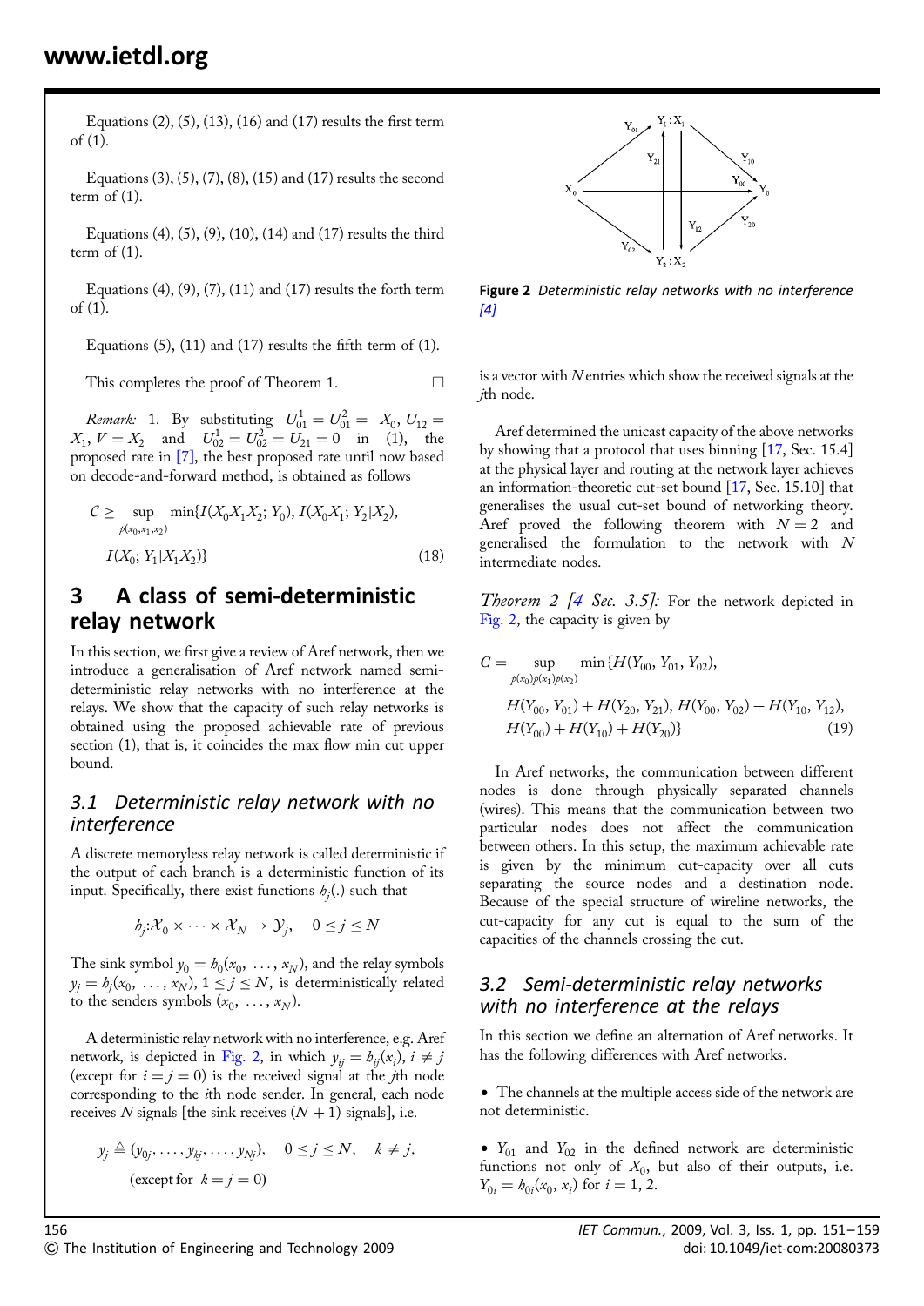Equations (2), (5), (13), (16) and (17) results the first term of (1).

Equations (3), (5), (7), (8), (15) and (17) results the second term of (1).

Equations (4), (5), (9), (10), (14) and (17) results the third term of (1).

Equations (4), (9), (7), (11) and (17) results the forth term of (1).

Equations (5), (11) and (17) results the fifth term of (1).

This completes the proof of Theorem 1. □

*Remark:* 1. By substituting $U_{01}^1 = U_{01}^2 = X_0, U_{12} = X_1, V = X_2$ and $U_{02}^1 = U_{02}^2 = U_{21} = 0$ in (1), the proposed rate in [7], the best proposed rate until now based on decode-and-forward method, is obtained as follows

$$\mathcal{C} \geq \sup_{p(x_0,x_1,x_2)} \min\{I(X_0X_1X_2; Y_0), I(X_0X_1; Y_2|X_2), I(X_0; Y_1|X_1X_2)\} \tag{18}$$

## 3 A class of semi-deterministic relay network

In this section, we first give a review of Aref network, then we introduce a generalisation of Aref network named semi-deterministic relay networks with no interference at the relays. We show that the capacity of such relay networks is obtained using the proposed achievable rate of previous section (1), that is, it coincides the max flow min cut upper bound.

### 3.1 Deterministic relay network with no interference

A discrete memoryless relay network is called deterministic if the output of each branch is a deterministic function of its input. Specifically, there exist functions $h_j(.)$ such that

$$h_j: \mathcal{X}_0 \times \cdots \times \mathcal{X}_N \to \mathcal{Y}_j, \quad 0 \leq j \leq N$$

The sink symbol $y_0 = h_0(x_0, \ldots, x_N)$, and the relay symbols $y_j = h_j(x_0, \ldots, x_N)$, $1 \leq j \leq N$, is deterministically related to the senders symbols $(x_0, \ldots, x_N)$.

A deterministic relay network with no interference, e.g. Aref network, is depicted in Fig. 2, in which $y_{ij} = h_{ij}(x_i)$, $i \neq j$ (except for $i = j = 0$) is the received signal at the $j$th node corresponding to the $i$th node sender. In general, each node receives $N$ signals [the sink receives $(N+1)$ signals], i.e.

$$y_j \triangleq (y_{0j}, \ldots, y_{kj}, \ldots, y_{Nj}), \quad 0 \leq j \leq N, \quad k \neq j, \quad \text{(except for } k = j = 0)$$

**Figure 2** *Deterministic relay networks with no interference [4]*

is a vector with $N$ entries which show the received signals at the $j$th node.

Aref determined the unicast capacity of the above networks by showing that a protocol that uses binning [17, Sec. 15.4] at the physical layer and routing at the network layer achieves an information-theoretic cut-set bound [17, Sec. 15.10] that generalises the usual cut-set bound of networking theory. Aref proved the following theorem with $N = 2$ and generalised the formulation to the network with $N$ intermediate nodes.

*Theorem 2 [4 Sec. 3.5]:* For the network depicted in Fig. 2, the capacity is given by

$$\begin{aligned} C = \sup_{p(x_0)p(x_1)p(x_2)} \min\{&H(Y_{00}, Y_{01}, Y_{02}), \\ &H(Y_{00}, Y_{01}) + H(Y_{20}, Y_{21}), H(Y_{00}, Y_{02}) + H(Y_{10}, Y_{12}), \\ &H(Y_{00}) + H(Y_{10}) + H(Y_{20})\} \end{aligned} \tag{19}$$

In Aref networks, the communication between different nodes is done through physically separated channels (wires). This means that the communication between two particular nodes does not affect the communication between others. In this setup, the maximum achievable rate is given by the minimum cut-capacity over all cuts separating the source nodes and a destination node. Because of the special structure of wireline networks, the cut-capacity for any cut is equal to the sum of the capacities of the channels crossing the cut.

### 3.2 Semi-deterministic relay networks with no interference at the relays

In this section we define an alternation of Aref networks. It has the following differences with Aref networks.

- The channels at the multiple access side of the network are not deterministic.

- $Y_{01}$ and $Y_{02}$ in the defined network are deterministic functions not only of $X_0$, but also of their outputs, i.e. $Y_{0i} = h_{0i}(x_0, x_i)$ for $i = 1, 2$.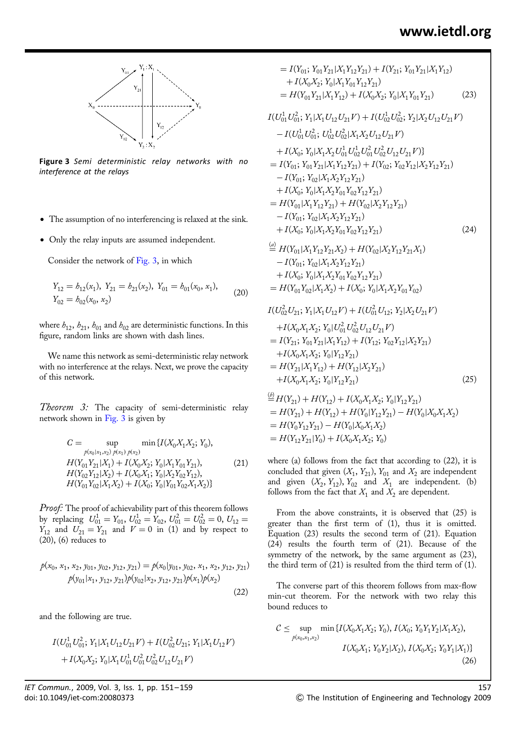Figure 3 *Semi deterministic relay networks with no interference at the relays*

- The assumption of no interferencing is relaxed at the sink.
- Only the relay inputs are assumed independent.

Consider the network of Fig. 3, in which

$$Y_{12} = h_{12}(x_1),\ Y_{21} = h_{21}(x_2),\ Y_{01} = h_{01}(x_0, x_1),$$
$$Y_{02} = h_{02}(x_0, x_2) \tag{20}$$

where $h_{12}$, $h_{21}$, $h_{01}$ and $h_{02}$ are deterministic functions. In this figure, random links are shown with dash lines.

We name this network as semi-deterministic relay network with no interference at the relays. Next, we prove the capacity of this network.

*Theorem 3:* The capacity of semi-deterministic relay network shown in Fig. 3 is given by

$$\begin{aligned}
C = \sup_{p(x_0|x_1,x_2)\,p(x_1)\,p(x_2)} \min\{&I(X_0X_1X_2; Y_0),\\
&H(Y_{01}Y_{21}|X_1) + I(X_0X_2; Y_0|X_1Y_{01}Y_{21}),\\
&H(Y_{02}Y_{12}|X_2) + I(X_0X_1; Y_0|X_2Y_{02}Y_{12}),\\
&H(Y_{01}Y_{02}|X_1X_2) + I(X_0; Y_0|Y_{01}Y_{02}X_1X_2)\}
\end{aligned} \tag{21}$$

*Proof:* The proof of achievability part of this theorem follows by replacing $U_{01}^1 = Y_{01}$, $U_{02}^1 = Y_{02}$, $U_{01}^2 = U_{02}^2 = 0$, $U_{12} = Y_{12}$ and $U_{21} = Y_{21}$ and $V = 0$ in (1) and by respect to (20), (6) reduces to

$$\begin{aligned}
p(x_0, x_1, x_2, y_{01}, y_{02}, y_{12}, y_{21}) = &\ p(x_0|y_{01}, y_{02}, x_1, x_2, y_{12}, y_{21})\\
&p(y_{01}|x_1, y_{12}, y_{21})p(y_{02}|x_2, y_{12}, y_{21})p(x_1)p(x_2)
\end{aligned} \tag{22}$$

and the following are true.

$$\begin{aligned}
&I(U_{01}^1U_{01}^2; Y_1|X_1U_{12}U_{21}V) + I(U_{02}^2U_{21}; Y_1|X_1U_{12}V)\\
&\quad + I(X_0X_2; Y_0|X_1U_{01}^1U_{01}^2U_{02}^2U_{12}U_{21}V)\\
&= I(Y_{01}; Y_{01}Y_{21}|X_1Y_{12}Y_{21}) + I(Y_{21}; Y_{01}Y_{21}|X_1Y_{12})\\
&\quad + I(X_0X_2; Y_0|X_1Y_{01}Y_{12}Y_{21})\\
&= H(Y_{01}Y_{21}|X_1Y_{12}) + I(X_0X_2; Y_0|X_1Y_{01}Y_{21})
\end{aligned} \tag{23}$$

$$\begin{aligned}
&I(U_{01}^1U_{01}^2; Y_1|X_1U_{12}U_{21}V) + I(U_{02}^1U_{02}^2; Y_2|X_2U_{12}U_{21}V)\\
&\quad - I(U_{01}^1U_{01}^2; U_{02}^1U_{02}^2|X_1X_2U_{12}U_{21}V)\\
&\quad + I(X_0; Y_0|X_1X_2U_{01}^1U_{02}^1U_{01}^2U_{02}^2U_{12}U_{21}V)\}\\
&= I(Y_{01}; Y_{01}Y_{21}|X_1Y_{12}Y_{21}) + I(Y_{02}; Y_{02}Y_{12}|X_2Y_{12}Y_{21})\\
&\quad - I(Y_{01}; Y_{02}|X_1X_2Y_{12}Y_{21})\\
&\quad + I(X_0; Y_0|X_1X_2Y_{01}Y_{02}Y_{12}Y_{21})\\
&= H(Y_{01}|X_1Y_{12}Y_{21}) + H(Y_{02}|X_2Y_{12}Y_{21})\\
&\quad - I(Y_{01}; Y_{02}|X_1X_2Y_{12}Y_{21})\\
&\quad + I(X_0; Y_0|X_1X_2Y_{01}Y_{02}Y_{12}Y_{21})
\end{aligned} \tag{24}$$

$$\begin{aligned}
&\overset{(a)}{=} H(Y_{01}|X_1Y_{12}Y_{21}X_2) + H(Y_{02}|X_2Y_{12}Y_{21}X_1)\\
&\quad - I(Y_{01}; Y_{02}|X_1X_2Y_{12}Y_{21})\\
&\quad + I(X_0; Y_0|X_1X_2Y_{01}Y_{02}Y_{12}Y_{21})\\
&= H(Y_{01}Y_{02}|X_1X_2) + I(X_0; Y_0|X_1X_2Y_{01}Y_{02})
\end{aligned}$$

$$\begin{aligned}
&I(U_{02}^2U_{21}; Y_1|X_1U_{12}V) + I(U_{01}^2U_{12}; Y_2|X_2U_{21}V)\\
&\quad + I(X_0X_1X_2; Y_0|U_{01}^2U_{02}^2U_{12}U_{21}V)\\
&= I(Y_{21}; Y_{01}Y_{21}|X_1Y_{12}) + I(Y_{12}; Y_{02}Y_{12}|X_2Y_{21})\\
&\quad + I(X_0X_1X_2; Y_0|Y_{12}Y_{21})\\
&= H(Y_{21}|X_1Y_{12}) + H(Y_{12}|X_2Y_{21})\\
&\quad + I(X_0X_1X_2; Y_0|Y_{12}Y_{21})
\end{aligned} \tag{25}$$

$$\begin{aligned}
&\overset{(b)}{=} H(Y_{21}) + H(Y_{12}) + I(X_0X_1X_2; Y_0|Y_{12}Y_{21})\\
&= H(Y_{21}) + H(Y_{12}) + H(Y_0|Y_{12}Y_{21}) - H(Y_0|X_0X_1X_2)\\
&= H(Y_0Y_{12}Y_{21}) - H(Y_0|X_0X_1X_2)\\
&= H(Y_{12}Y_{21}|Y_0) + I(X_0X_1X_2; Y_0)
\end{aligned}$$

where (a) follows from the fact that according to (22), it is concluded that given $(X_1, Y_{21})$, $Y_{01}$ and $X_2$ are independent and given $(X_2, Y_{12})$, $Y_{02}$ and $X_1$ are independent. (b) follows from the fact that $X_1$ and $X_2$ are dependent.

From the above constraints, it is observed that (25) is greater than the first term of (1), thus it is omitted. Equation (23) results the second term of (21). Equation (24) results the fourth term of (21). Because of the symmetry of the network, by the same argument as (23), the third term of (21) is resulted from the third term of (1).

The converse part of this theorem follows from max-flow min-cut theorem. For the network with two relay this bound reduces to

$$\begin{aligned}
\mathcal{C} \le \sup_{p(x_0,x_1,x_2)} \min\{&I(X_0X_1X_2; Y_0), I(X_0; Y_0Y_1Y_2|X_1X_2),\\
&I(X_0X_1; Y_0Y_2|X_2), I(X_0X_2; Y_0Y_1|X_1)\}
\end{aligned} \tag{26}$$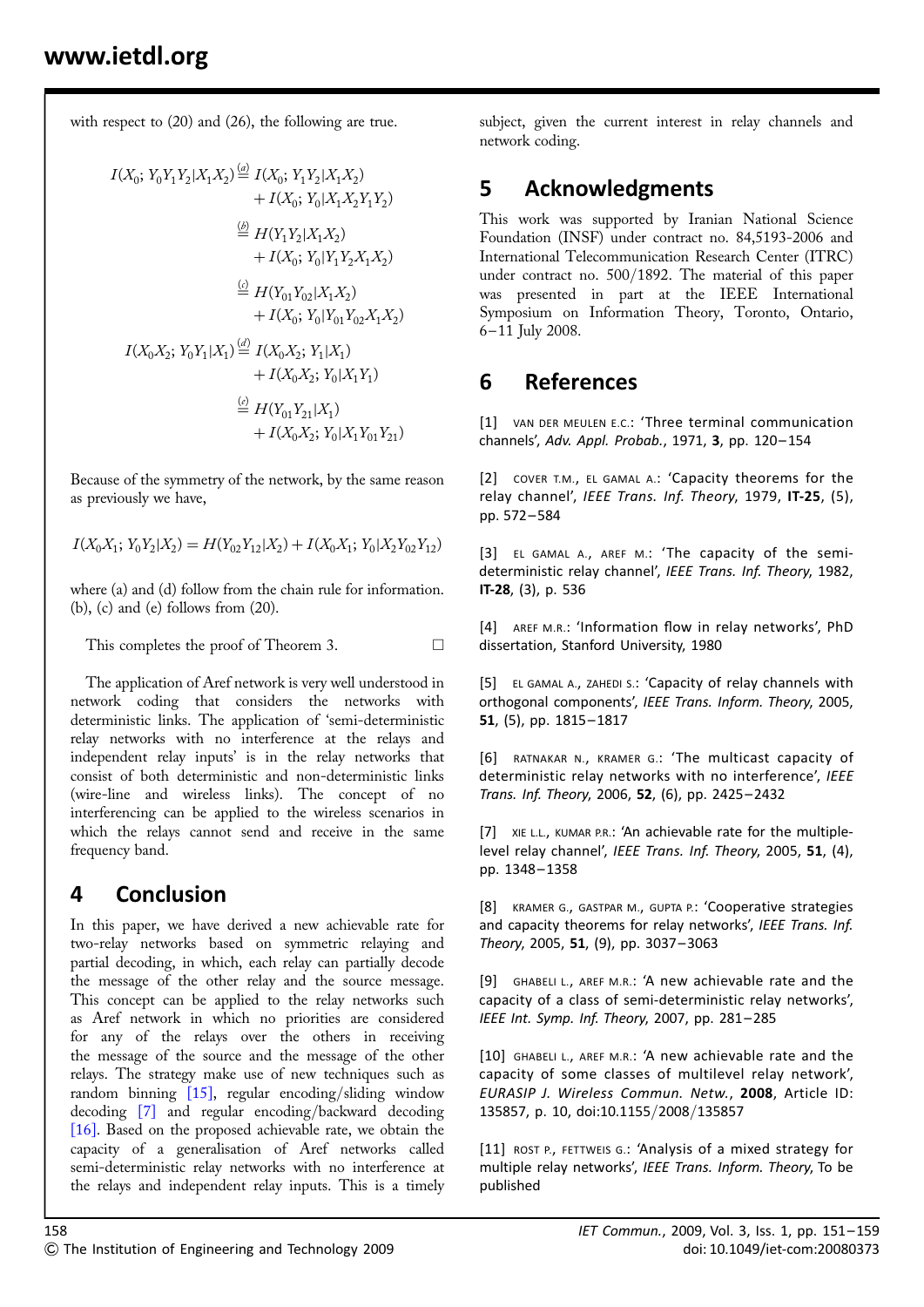with respect to (20) and (26), the following are true.

$$
\begin{aligned}
I(X_0; Y_0Y_1Y_2|X_1X_2) &\overset{(a)}{=} I(X_0; Y_1Y_2|X_1X_2) \\
&\quad + I(X_0; Y_0|X_1X_2Y_1Y_2) \\
&\overset{(b)}{=} H(Y_1Y_2|X_1X_2) \\
&\quad + I(X_0; Y_0|Y_1Y_2X_1X_2) \\
&\overset{(c)}{=} H(Y_{01}Y_{02}|X_1X_2) \\
&\quad + I(X_0; Y_0|Y_{01}Y_{02}X_1X_2) \\
I(X_0X_2; Y_0Y_1|X_1) &\overset{(d)}{=} I(X_0X_2; Y_1|X_1) \\
&\quad + I(X_0X_2; Y_0|X_1Y_1) \\
&\overset{(e)}{=} H(Y_{01}Y_{21}|X_1) \\
&\quad + I(X_0X_2; Y_0|X_1Y_{01}Y_{21})
\end{aligned}
$$

Because of the symmetry of the network, by the same reason as previously we have,

$$I(X_0X_1; Y_0Y_2|X_2) = H(Y_{02}Y_{12}|X_2) + I(X_0X_1; Y_0|X_2Y_{02}Y_{12})$$

where (a) and (d) follow from the chain rule for information. (b), (c) and (e) follows from (20).

This completes the proof of Theorem 3. □

The application of Aref network is very well understood in network coding that considers the networks with deterministic links. The application of 'semi-deterministic relay networks with no interference at the relays and independent relay inputs' is in the relay networks that consist of both deterministic and non-deterministic links (wire-line and wireless links). The concept of no interferencing can be applied to the wireless scenarios in which the relays cannot send and receive in the same frequency band.

## 4 Conclusion

In this paper, we have derived a new achievable rate for two-relay networks based on symmetric relaying and partial decoding, in which, each relay can partially decode the message of the other relay and the source message. This concept can be applied to the relay networks such as Aref network in which no priorities are considered for any of the relays over the others in receiving the message of the source and the message of the other relays. The strategy make use of new techniques such as random binning [15], regular encoding/sliding window decoding [7] and regular encoding/backward decoding [16]. Based on the proposed achievable rate, we obtain the capacity of a generalisation of Aref networks called semi-deterministic relay networks with no interference at the relays and independent relay inputs. This is a timely subject, given the current interest in relay channels and network coding.

## 5 Acknowledgments

This work was supported by Iranian National Science Foundation (INSF) under contract no. 84,5193-2006 and International Telecommunication Research Center (ITRC) under contract no. 500/1892. The material of this paper was presented in part at the IEEE International Symposium on Information Theory, Toronto, Ontario, 6–11 July 2008.

## 6 References

[1] VAN DER MEULEN E.C.: 'Three terminal communication channels', *Adv. Appl. Probab.*, 1971, **3**, pp. 120–154

[2] COVER T.M., EL GAMAL A.: 'Capacity theorems for the relay channel', *IEEE Trans. Inf. Theory*, 1979, **IT-25**, (5), pp. 572–584

[3] EL GAMAL A., AREF M.: 'The capacity of the semi-deterministic relay channel', *IEEE Trans. Inf. Theory*, 1982, **IT-28**, (3), p. 536

[4] AREF M.R.: 'Information flow in relay networks', PhD dissertation, Stanford University, 1980

[5] EL GAMAL A., ZAHEDI S.: 'Capacity of relay channels with orthogonal components', *IEEE Trans. Inform. Theory*, 2005, **51**, (5), pp. 1815–1817

[6] RATNAKAR N., KRAMER G.: 'The multicast capacity of deterministic relay networks with no interference', *IEEE Trans. Inf. Theory*, 2006, **52**, (6), pp. 2425–2432

[7] XIE L.L., KUMAR P.R.: 'An achievable rate for the multiple-level relay channel', *IEEE Trans. Inf. Theory*, 2005, **51**, (4), pp. 1348–1358

[8] KRAMER G., GASTPAR M., GUPTA P.: 'Cooperative strategies and capacity theorems for relay networks', *IEEE Trans. Inf. Theory*, 2005, **51**, (9), pp. 3037–3063

[9] GHABELI L., AREF M.R.: 'A new achievable rate and the capacity of a class of semi-deterministic relay networks', *IEEE Int. Symp. Inf. Theory*, 2007, pp. 281–285

[10] GHABELI L., AREF M.R.: 'A new achievable rate and the capacity of some classes of multilevel relay network', *EURASIP J. Wireless Commun. Netw.*, **2008**, Article ID: 135857, p. 10, doi:10.1155/2008/135857

[11] ROST P., FETTWEIS G.: 'Analysis of a mixed strategy for multiple relay networks', *IEEE Trans. Inform. Theory*, To be published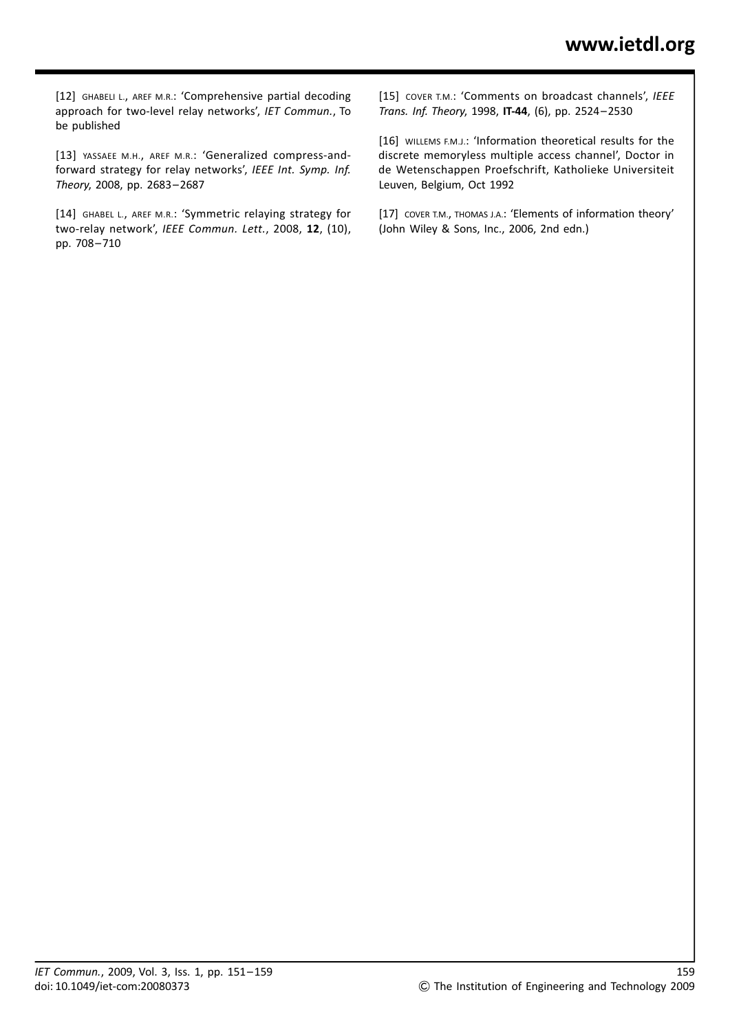[12] GHABELI L., AREF M.R.: 'Comprehensive partial decoding approach for two-level relay networks', *IET Commun.*, To be published

[13] YASSAEE M.H., AREF M.R.: 'Generalized compress-and-forward strategy for relay networks', *IEEE Int. Symp. Inf. Theory*, 2008, pp. 2683–2687

[14] GHABEL L., AREF M.R.: 'Symmetric relaying strategy for two-relay network', *IEEE Commun. Lett.*, 2008, **12**, (10), pp. 708–710

[15] COVER T.M.: 'Comments on broadcast channels', *IEEE Trans. Inf. Theory*, 1998, **IT-44**, (6), pp. 2524–2530

[16] WILLEMS F.M.J.: 'Information theoretical results for the discrete memoryless multiple access channel', Doctor in de Wetenschappen Proefschrift, Katholieke Universiteit Leuven, Belgium, Oct 1992

[17] COVER T.M., THOMAS J.A.: 'Elements of information theory' (John Wiley & Sons, Inc., 2006, 2nd edn.)